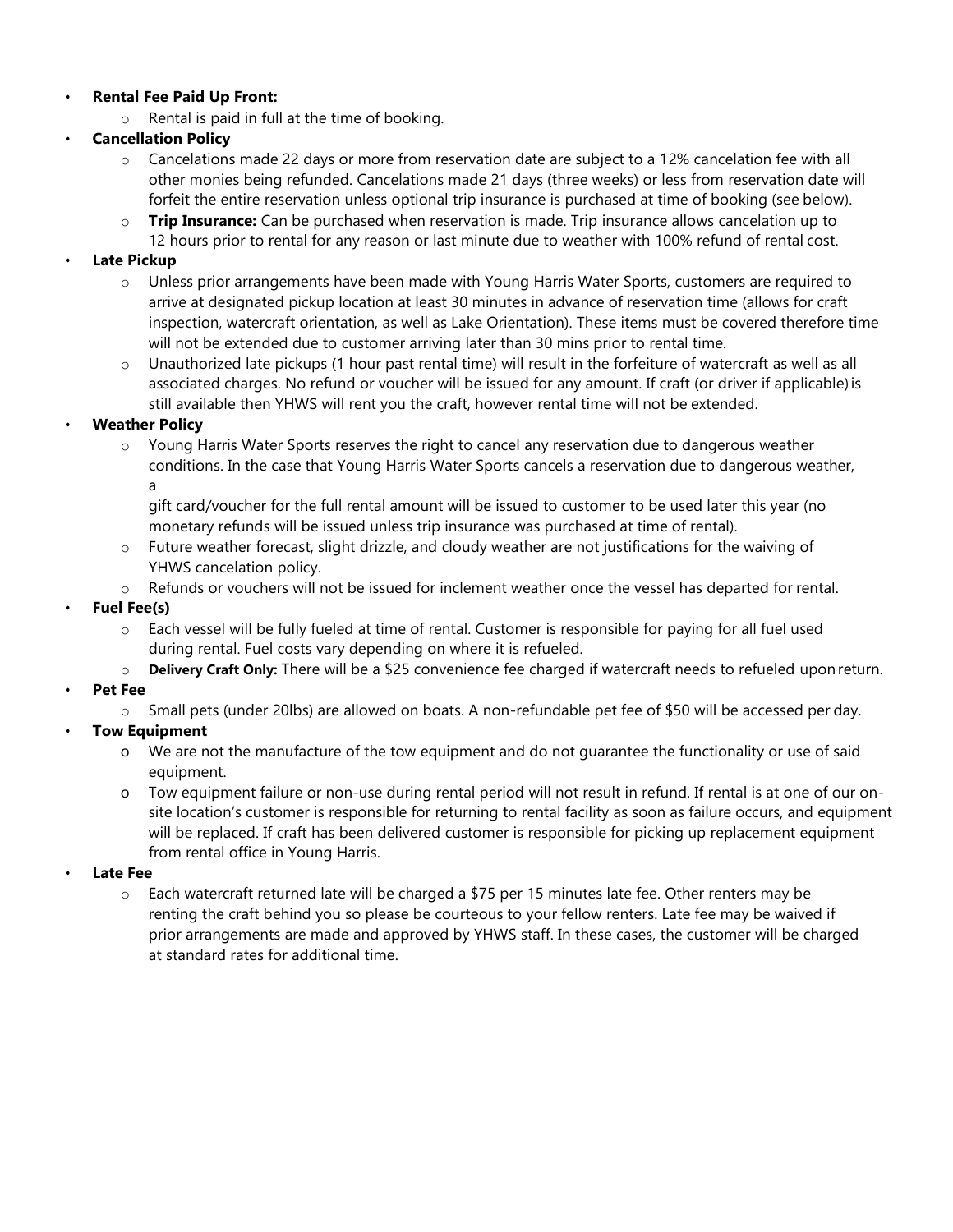- **Rental Fee Paid Up Front:**
  - Rental is paid in full at the time of booking.
- **Cancellation Policy**
  - Cancelations made 22 days or more from reservation date are subject to a 12% cancelation fee with all other monies being refunded. Cancelations made 21 days (three weeks) or less from reservation date will forfeit the entire reservation unless optional trip insurance is purchased at time of booking (see below).
  - **Trip Insurance:** Can be purchased when reservation is made. Trip insurance allows cancelation up to 12 hours prior to rental for any reason or last minute due to weather with 100% refund of rental cost.
- **Late Pickup**
  - Unless prior arrangements have been made with Young Harris Water Sports, customers are required to arrive at designated pickup location at least 30 minutes in advance of reservation time (allows for craft inspection, watercraft orientation, as well as Lake Orientation). These items must be covered therefore time will not be extended due to customer arriving later than 30 mins prior to rental time.
  - Unauthorized late pickups (1 hour past rental time) will result in the forfeiture of watercraft as well as all associated charges. No refund or voucher will be issued for any amount. If craft (or driver if applicable) is still available then YHWS will rent you the craft, however rental time will not be extended.
- **Weather Policy**
  - Young Harris Water Sports reserves the right to cancel any reservation due to dangerous weather conditions. In the case that Young Harris Water Sports cancels a reservation due to dangerous weather, a gift card/voucher for the full rental amount will be issued to customer to be used later this year (no monetary refunds will be issued unless trip insurance was purchased at time of rental).
  - Future weather forecast, slight drizzle, and cloudy weather are not justifications for the waiving of YHWS cancelation policy.
  - Refunds or vouchers will not be issued for inclement weather once the vessel has departed for rental.
- **Fuel Fee(s)**
  - Each vessel will be fully fueled at time of rental. Customer is responsible for paying for all fuel used during rental. Fuel costs vary depending on where it is refueled.
  - **Delivery Craft Only:** There will be a $25 convenience fee charged if watercraft needs to refueled upon return.
- **Pet Fee**
  - Small pets (under 20lbs) are allowed on boats. A non-refundable pet fee of $50 will be accessed per day.
- **Tow Equipment**
  - We are not the manufacture of the tow equipment and do not guarantee the functionality or use of said equipment.
  - Tow equipment failure or non-use during rental period will not result in refund. If rental is at one of our on-site location's customer is responsible for returning to rental facility as soon as failure occurs, and equipment will be replaced. If craft has been delivered customer is responsible for picking up replacement equipment from rental office in Young Harris.
- **Late Fee**
  - Each watercraft returned late will be charged a $75 per 15 minutes late fee. Other renters may be renting the craft behind you so please be courteous to your fellow renters. Late fee may be waived if prior arrangements are made and approved by YHWS staff. In these cases, the customer will be charged at standard rates for additional time.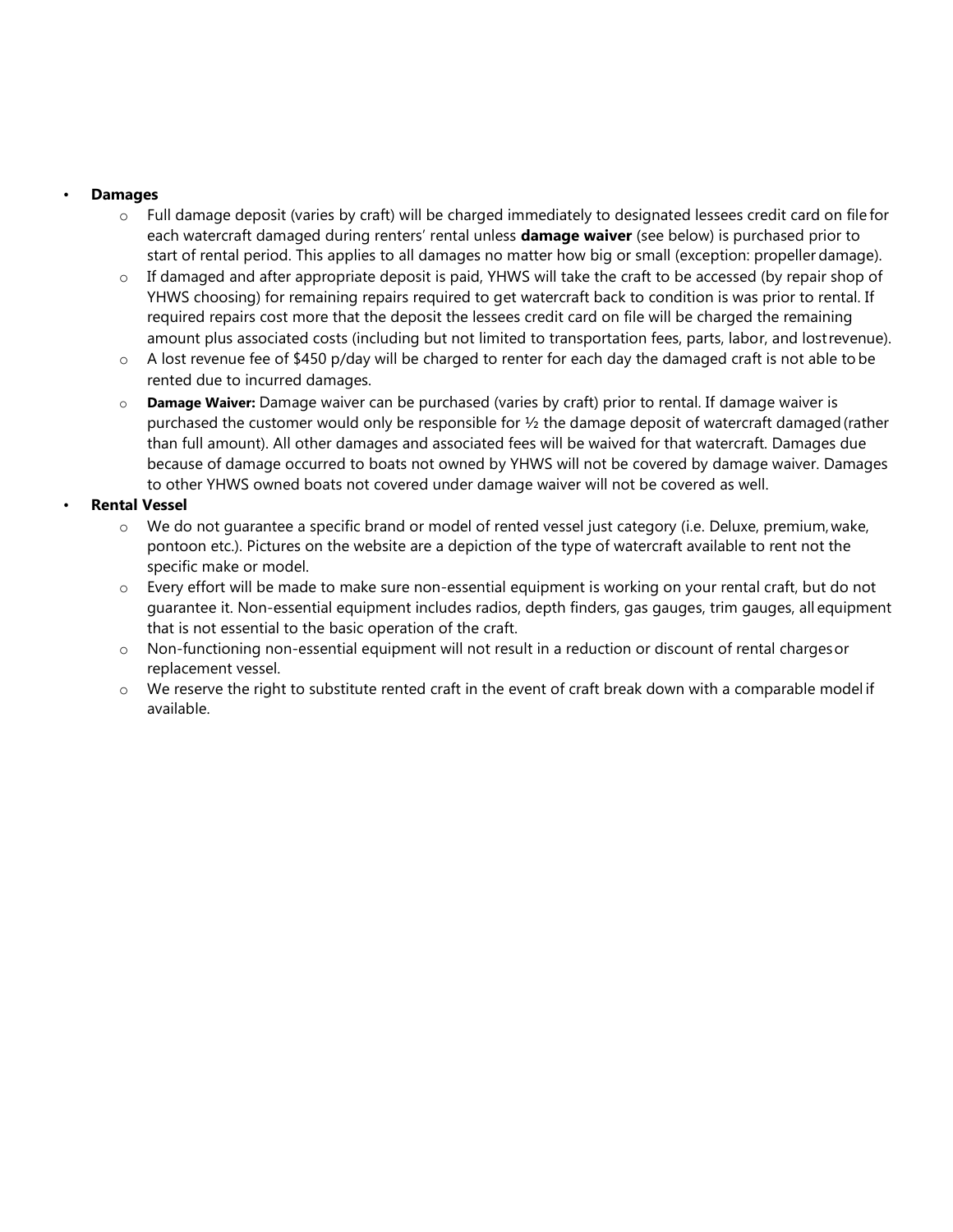- **Damages**
  - Full damage deposit (varies by craft) will be charged immediately to designated lessees credit card on file for each watercraft damaged during renters' rental unless **damage waiver** (see below) is purchased prior to start of rental period. This applies to all damages no matter how big or small (exception: propeller damage).
  - If damaged and after appropriate deposit is paid, YHWS will take the craft to be accessed (by repair shop of YHWS choosing) for remaining repairs required to get watercraft back to condition is was prior to rental. If required repairs cost more that the deposit the lessees credit card on file will be charged the remaining amount plus associated costs (including but not limited to transportation fees, parts, labor, and lost revenue).
  - A lost revenue fee of $450 p/day will be charged to renter for each day the damaged craft is not able to be rented due to incurred damages.
  - **Damage Waiver:** Damage waiver can be purchased (varies by craft) prior to rental. If damage waiver is purchased the customer would only be responsible for ½ the damage deposit of watercraft damaged (rather than full amount). All other damages and associated fees will be waived for that watercraft. Damages due because of damage occurred to boats not owned by YHWS will not be covered by damage waiver. Damages to other YHWS owned boats not covered under damage waiver will not be covered as well.
- **Rental Vessel**
  - We do not guarantee a specific brand or model of rented vessel just category (i.e. Deluxe, premium, wake, pontoon etc.). Pictures on the website are a depiction of the type of watercraft available to rent not the specific make or model.
  - Every effort will be made to make sure non-essential equipment is working on your rental craft, but do not guarantee it. Non-essential equipment includes radios, depth finders, gas gauges, trim gauges, all equipment that is not essential to the basic operation of the craft.
  - Non-functioning non-essential equipment will not result in a reduction or discount of rental charges or replacement vessel.
  - We reserve the right to substitute rented craft in the event of craft break down with a comparable model if available.